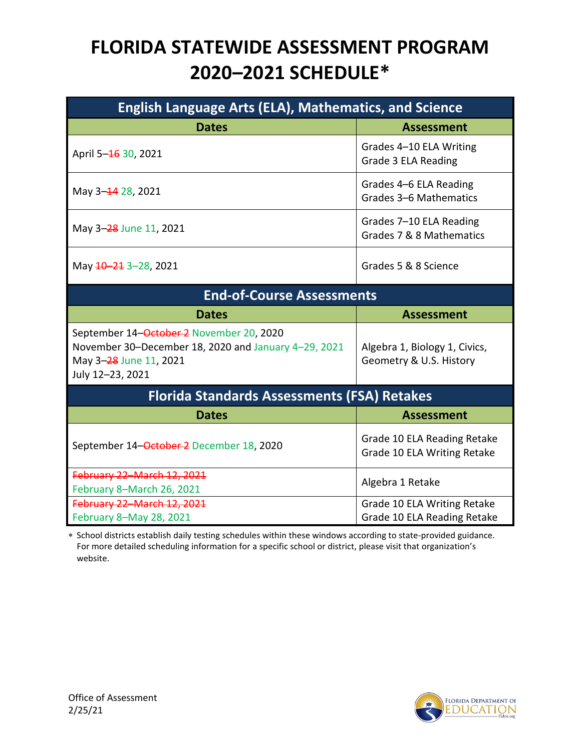# FLORIDA STATEWIDE ASSESSMENT PROGRAM 2020–2021 SCHEDULE*

| English Language Arts (ELA), Mathematics, and Science | |
|---|---|
| **Dates** | **Assessment** |
| April 5–~~16~~ 30, 2021 | Grades 4–10 ELA Writing<br>Grade 3 ELA Reading |
| May 3–~~14~~ 28, 2021 | Grades 4–6 ELA Reading<br>Grades 3–6 Mathematics |
| May 3–~~28~~ June 11, 2021 | Grades 7–10 ELA Reading<br>Grades 7 & 8 Mathematics |
| May ~~10–21~~ 3–28, 2021 | Grades 5 & 8 Science |
| **End-of-Course Assessments** | |
| **Dates** | **Assessment** |
| September 14–~~October 2~~ November 20, 2020<br>November 30–December 18, 2020 and January 4–29, 2021<br>May 3–~~28~~ June 11, 2021<br>July 12–23, 2021 | Algebra 1, Biology 1, Civics, Geometry & U.S. History |
| **Florida Standards Assessments (FSA) Retakes** | |
| **Dates** | **Assessment** |
| September 14–~~October 2~~ December 18, 2020 | Grade 10 ELA Reading Retake<br>Grade 10 ELA Writing Retake |
| ~~February 22–March 12, 2021~~<br>February 8–March 26, 2021 | Algebra 1 Retake |
| ~~February 22–March 12, 2021~~<br>February 8–May 28, 2021 | Grade 10 ELA Writing Retake<br>Grade 10 ELA Reading Retake |

\* School districts establish daily testing schedules within these windows according to state-provided guidance. For more detailed scheduling information for a specific school or district, please visit that organization's website.

Office of Assessment
2/25/21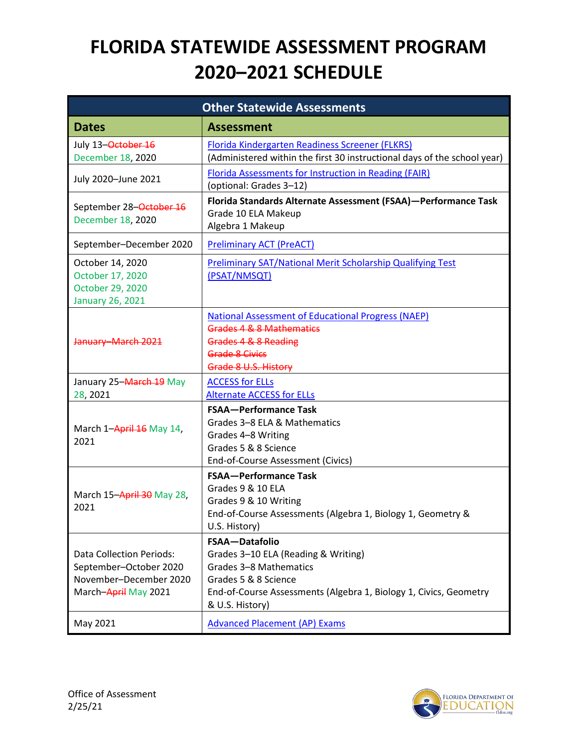# FLORIDA STATEWIDE ASSESSMENT PROGRAM 2020–2021 SCHEDULE

| Other Statewide Assessments | |
|---|---|
| **Dates** | **Assessment** |
| July 13–~~October 16~~ December 18, 2020 | Florida Kindergarten Readiness Screener (FLKRS)<br>(Administered within the first 30 instructional days of the school year) |
| July 2020–June 2021 | Florida Assessments for Instruction in Reading (FAIR)<br>(optional: Grades 3–12) |
| September 28–~~October 16~~ December 18, 2020 | **Florida Standards Alternate Assessment (FSAA)—Performance Task**<br>Grade 10 ELA Makeup<br>Algebra 1 Makeup |
| September–December 2020 | Preliminary ACT (PreACT) |
| October 14, 2020<br>October 17, 2020<br>October 29, 2020<br>January 26, 2021 | Preliminary SAT/National Merit Scholarship Qualifying Test (PSAT/NMSQT) |
| ~~January–March 2021~~ | National Assessment of Educational Progress (NAEP)<br>~~Grades 4 & 8 Mathematics~~<br>~~Grades 4 & 8 Reading~~<br>~~Grade 8 Civics~~<br>~~Grade 8 U.S. History~~ |
| January 25–~~March 19~~ May 28, 2021 | ACCESS for ELLs<br>Alternate ACCESS for ELLs |
| March 1–~~April 16~~ May 14, 2021 | **FSAA—Performance Task**<br>Grades 3–8 ELA & Mathematics<br>Grades 4–8 Writing<br>Grades 5 & 8 Science<br>End-of-Course Assessment (Civics) |
| March 15–~~April 30~~ May 28, 2021 | **FSAA—Performance Task**<br>Grades 9 & 10 ELA<br>Grades 9 & 10 Writing<br>End-of-Course Assessments (Algebra 1, Biology 1, Geometry & U.S. History) |
| Data Collection Periods:<br>September–October 2020<br>November–December 2020<br>March–~~April~~ May 2021 | **FSAA—Datafolio**<br>Grades 3–10 ELA (Reading & Writing)<br>Grades 3–8 Mathematics<br>Grades 5 & 8 Science<br>End-of-Course Assessments (Algebra 1, Biology 1, Civics, Geometry & U.S. History) |
| May 2021 | Advanced Placement (AP) Exams |

Office of Assessment
2/25/21

FLORIDA DEPARTMENT OF EDUCATION
fldoe.org